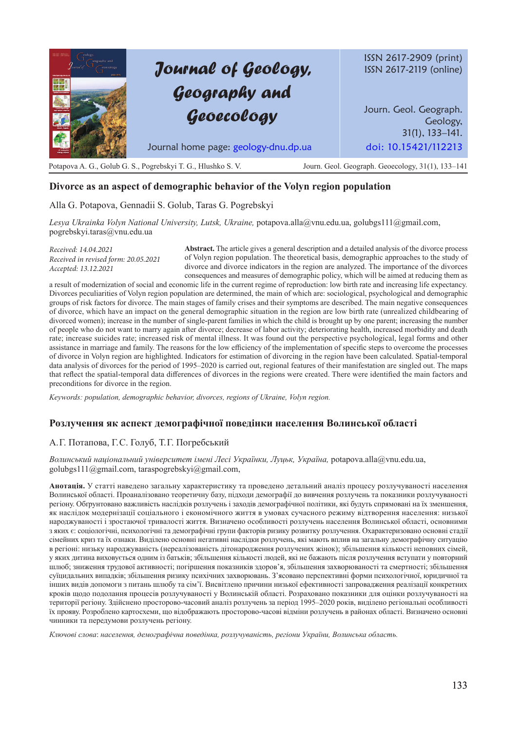Journal of Geology, Geography and Geoecology

ISSN 2617-2909 (print)
ISSN 2617-2119 (online)

Journal home page: geology-dnu.dp.ua

Journ. Geol. Geograph. Geology, 31(1), 133–141.
doi: 10.15421/112213

Potapova A. G., Golub G. S., Pogrebskyi T. G., Hlushko S. V.

## Divorce as an aspect of demographic behavior of the Volyn region population

Alla G. Potapova, Gennadii S. Golub, Taras G. Pogrebskyi

*Lesya Ukrainka Volyn National University, Lutsk, Ukraine,* potapova.alla@vnu.edu.ua, golubgs111@gmail.com, pogrebskyi.taras@vnu.edu.ua

*Received: 14.04.2021*
*Received in revised form: 20.05.2021*
*Accepted: 13.12.2021*

**Abstract.** The article gives a general description and a detailed analysis of the divorce process of Volyn region population. The theoretical basis, demographic approaches to the study of divorce and divorce indicators in the region are analyzed. The importance of the divorces consequences and measures of demographic policy, which will be aimed at reducing them as a result of modernization of social and economic life in the current regime of reproduction: low birth rate and increasing life expectancy. Divorces peculiarities of Volyn region population are determined, the main of which are: sociological, psychological and demographic groups of risk factors for divorce. The main stages of family crises and their symptoms are described. The main negative consequences of divorce, which have an impact on the general demographic situation in the region are low birth rate (unrealized childbearing of divorced women); increase in the number of single-parent families in which the child is brought up by one parent; increasing the number of people who do not want to marry again after divorce; decrease of labor activity; deteriorating health, increased morbidity and death rate; increase suicides rate; increased risk of mental illness. It was found out the perspective psychological, legal forms and other assistance in marriage and family. The reasons for the low efficiency of the implementation of specific steps to overcome the processes of divorce in Volyn region are highlighted. Indicators for estimation of divorcing in the region have been calculated. Spatial-temporal data analysis of divorces for the period of 1995–2020 is carried out, regional features of their manifestation are singled out. The maps that reflect the spatial-temporal data differences of divorces in the regions were created. There were identified the main factors and preconditions for divorce in the region.

*Keywords: population, demographic behavior, divorces, regions of Ukraine, Volyn region.*

## Розлучення як аспект демографічної поведінки населення Волинської області

А.Г. Потапова, Г.С. Голуб, Т.Г. Погребський

*Волинський національний університет імені Лесі Українки, Луцьк, Україна,* potapova.alla@vnu.edu.ua, golubgs111@gmail.com, taraspogrebskyi@gmail.com,

**Анотація.** У статті наведено загальну характеристику та проведено детальний аналіз процесу розлучуваності населення Волинської області. Проаналізовано теоретичну базу, підходи демографії до вивчення розлучень та показники розлучуваності регіону. Обґрунтовано важливість наслідків розлучень і заходів демографічної політики, які будуть спрямовані на їх зменшення, як наслідок модернізації соціального і економічного життя в умовах сучасного режиму відтворення населення: низької народжуваності і зростаючої тривалості життя. Визначено особливості розлучень населення Волинської області, основними з яких є: соціологічні, психологічні та демографічні групи факторів ризику розвитку розлучення. Охарактеризовано основні стадії сімейних криз та їх ознаки. Виділено основні негативні наслідки розлучень, які мають вплив на загальну демографічну ситуацію в регіоні: низьку народжуваність (нереалізованість дітонародження розлучених жінок); збільшення кількості неповних сімей, у яких дитина виховується одним із батьків; збільшення кількості людей, які не бажають після розлучення вступати у повторний шлюб; зниження трудової активності; погіршення показників здоров'я, збільшення захворюваності та смертності; збільшення суїцидальних випадків; збільшення ризику психічних захворювань. З'ясовано перспективні форми психологічної, юридичної та інших видів допомоги з питань шлюбу та сім'ї. Висвітлено причини низької ефективності запровадження реалізації конкретних кроків щодо подолання процесів розлучуваності у Волинській області. Розраховано показники для оцінки розлучуваності на території регіону. Здійснено просторово-часовий аналіз розлучень за період 1995–2020 років, виділено регіональні особливості їх прояву. Розроблено картосхеми, що відображають просторово-часові відміни розлучень в районах області. Визначено основні чинники та передумови розлучень регіону.

*Ключові слова: населення, демографічна поведінка, розлучуваність, регіони України, Волинська область.*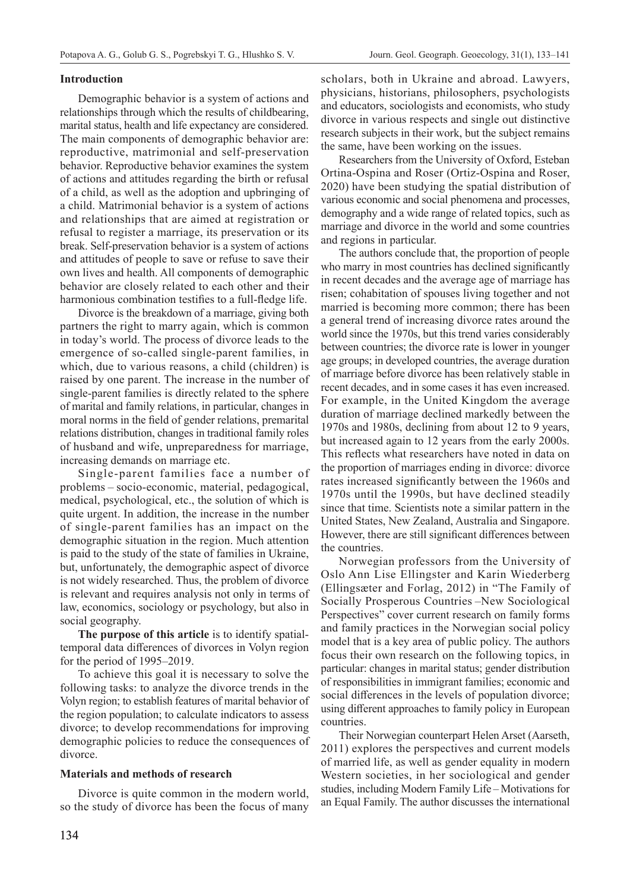## Introduction

Demographic behavior is a system of actions and relationships through which the results of childbearing, marital status, health and life expectancy are considered. The main components of demographic behavior are: reproductive, matrimonial and self-preservation behavior. Reproductive behavior examines the system of actions and attitudes regarding the birth or refusal of a child, as well as the adoption and upbringing of a child. Matrimonial behavior is a system of actions and relationships that are aimed at registration or refusal to register a marriage, its preservation or its break. Self-preservation behavior is a system of actions and attitudes of people to save or refuse to save their own lives and health. All components of demographic behavior are closely related to each other and their harmonious combination testifies to a full-fledge life.

Divorce is the breakdown of a marriage, giving both partners the right to marry again, which is common in today's world. The process of divorce leads to the emergence of so-called single-parent families, in which, due to various reasons, a child (children) is raised by one parent. The increase in the number of single-parent families is directly related to the sphere of marital and family relations, in particular, changes in moral norms in the field of gender relations, premarital relations distribution, changes in traditional family roles of husband and wife, unpreparedness for marriage, increasing demands on marriage etc.

Single-parent families face a number of problems – socio-economic, material, pedagogical, medical, psychological, etc., the solution of which is quite urgent. In addition, the increase in the number of single-parent families has an impact on the demographic situation in the region. Much attention is paid to the study of the state of families in Ukraine, but, unfortunately, the demographic aspect of divorce is not widely researched. Thus, the problem of divorce is relevant and requires analysis not only in terms of law, economics, sociology or psychology, but also in social geography.

**The purpose of this article** is to identify spatial-temporal data differences of divorces in Volyn region for the period of 1995–2019.

To achieve this goal it is necessary to solve the following tasks: to analyze the divorce trends in the Volyn region; to establish features of marital behavior of the region population; to calculate indicators to assess divorce; to develop recommendations for improving demographic policies to reduce the consequences of divorce.

## Materials and methods of research

Divorce is quite common in the modern world, so the study of divorce has been the focus of many scholars, both in Ukraine and abroad. Lawyers, physicians, historians, philosophers, psychologists and educators, sociologists and economists, who study divorce in various respects and single out distinctive research subjects in their work, but the subject remains the same, have been working on the issues.

Researchers from the University of Oxford, Esteban Ortina-Ospina and Roser (Ortiz-Ospina and Roser, 2020) have been studying the spatial distribution of various economic and social phenomena and processes, demography and a wide range of related topics, such as marriage and divorce in the world and some countries and regions in particular.

The authors conclude that, the proportion of people who marry in most countries has declined significantly in recent decades and the average age of marriage has risen; cohabitation of spouses living together and not married is becoming more common; there has been a general trend of increasing divorce rates around the world since the 1970s, but this trend varies considerably between countries; the divorce rate is lower in younger age groups; in developed countries, the average duration of marriage before divorce has been relatively stable in recent decades, and in some cases it has even increased. For example, in the United Kingdom the average duration of marriage declined markedly between the 1970s and 1980s, declining from about 12 to 9 years, but increased again to 12 years from the early 2000s. This reflects what researchers have noted in data on the proportion of marriages ending in divorce: divorce rates increased significantly between the 1960s and 1970s until the 1990s, but have declined steadily since that time. Scientists note a similar pattern in the United States, New Zealand, Australia and Singapore. However, there are still significant differences between the countries.

Norwegian professors from the University of Oslo Ann Lise Ellingster and Karin Wiederberg (Ellingsæter and Forlag, 2012) in "The Family of Socially Prosperous Countries –New Sociological Perspectives" cover current research on family forms and family practices in the Norwegian social policy model that is a key area of public policy. The authors focus their own research on the following topics, in particular: changes in marital status; gender distribution of responsibilities in immigrant families; economic and social differences in the levels of population divorce; using different approaches to family policy in European countries.

Their Norwegian counterpart Helen Arset (Aarseth, 2011) explores the perspectives and current models of married life, as well as gender equality in modern Western societies, in her sociological and gender studies, including Modern Family Life – Motivations for an Equal Family. The author discusses the international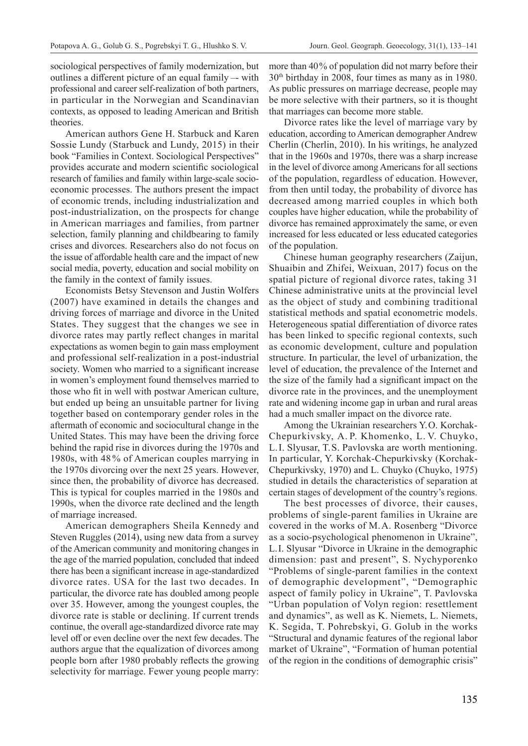sociological perspectives of family modernization, but outlines a different picture of an equal family –- with professional and career self-realization of both partners, in particular in the Norwegian and Scandinavian contexts, as opposed to leading American and British theories.

American authors Gene H. Starbuck and Karen Sossie Lundy (Starbuck and Lundy, 2015) in their book "Families in Context. Sociological Perspectives" provides accurate and modern scientific sociological research of families and family within large-scale socio-economic processes. The authors present the impact of economic trends, including industrialization and post-industrialization, on the prospects for change in American marriages and families, from partner selection, family planning and childbearing to family crises and divorces. Researchers also do not focus on the issue of affordable health care and the impact of new social media, poverty, education and social mobility on the family in the context of family issues.

Economists Betsy Stevenson and Justin Wolfers (2007) have examined in details the changes and driving forces of marriage and divorce in the United States. They suggest that the changes we see in divorce rates may partly reflect changes in marital expectations as women begin to gain mass employment and professional self-realization in a post-industrial society. Women who married to a significant increase in women's employment found themselves married to those who fit in well with postwar American culture, but ended up being an unsuitable partner for living together based on contemporary gender roles in the aftermath of economic and sociocultural change in the United States. This may have been the driving force behind the rapid rise in divorces during the 1970s and 1980s, with 48% of American couples marrying in the 1970s divorcing over the next 25 years. However, since then, the probability of divorce has decreased. This is typical for couples married in the 1980s and 1990s, when the divorce rate declined and the length of marriage increased.

American demographers Sheila Kennedy and Steven Ruggles (2014), using new data from a survey of the American community and monitoring changes in the age of the married population, concluded that indeed there has been a significant increase in age-standardized divorce rates. USA for the last two decades. In particular, the divorce rate has doubled among people over 35. However, among the youngest couples, the divorce rate is stable or declining. If current trends continue, the overall age-standardized divorce rate may level off or even decline over the next few decades. The authors argue that the equalization of divorces among people born after 1980 probably reflects the growing selectivity for marriage. Fewer young people marry: more than 40% of population did not marry before their 30th birthday in 2008, four times as many as in 1980. As public pressures on marriage decrease, people may be more selective with their partners, so it is thought that marriages can become more stable.

Divorce rates like the level of marriage vary by education, according to American demographer Andrew Cherlin (Cherlin, 2010). In his writings, he analyzed that in the 1960s and 1970s, there was a sharp increase in the level of divorce among Americans for all sections of the population, regardless of education. However, from then until today, the probability of divorce has decreased among married couples in which both couples have higher education, while the probability of divorce has remained approximately the same, or even increased for less educated or less educated categories of the population.

Chinese human geography researchers (Zaijun, Shuaibin and Zhifei, Weixuan, 2017) focus on the spatial picture of regional divorce rates, taking 31 Chinese administrative units at the provincial level as the object of study and combining traditional statistical methods and spatial econometric models. Heterogeneous spatial differentiation of divorce rates has been linked to specific regional contexts, such as economic development, culture and population structure. In particular, the level of urbanization, the level of education, the prevalence of the Internet and the size of the family had a significant impact on the divorce rate in the provinces, and the unemployment rate and widening income gap in urban and rural areas had a much smaller impact on the divorce rate.

Among the Ukrainian researchers Y.O. Korchak-Chepurkivsky, A.P. Khomenko, L.V. Chuyko, L.I. Slyusar, T.S. Pavlovska are worth mentioning. In particular, Y. Korchak-Chepurkivsky (Korchak-Chepurkivsky, 1970) and L. Chuyko (Chuyko, 1975) studied in details the characteristics of separation at certain stages of development of the country's regions.

The best processes of divorce, their causes, problems of single-parent families in Ukraine are covered in the works of M.A. Rosenberg "Divorce as a socio-psychological phenomenon in Ukraine", L.I. Slyusar "Divorce in Ukraine in the demographic dimension: past and present", S. Nychyporenko "Problems of single-parent families in the context of demographic development", "Demographic aspect of family policy in Ukraine", T. Pavlovska "Urban population of Volyn region: resettlement and dynamics", as well as K. Niemets, L. Niemets, K. Segida, T. Pohrebskyi, G. Golub in the works "Structural and dynamic features of the regional labor market of Ukraine", "Formation of human potential of the region in the conditions of demographic crisis"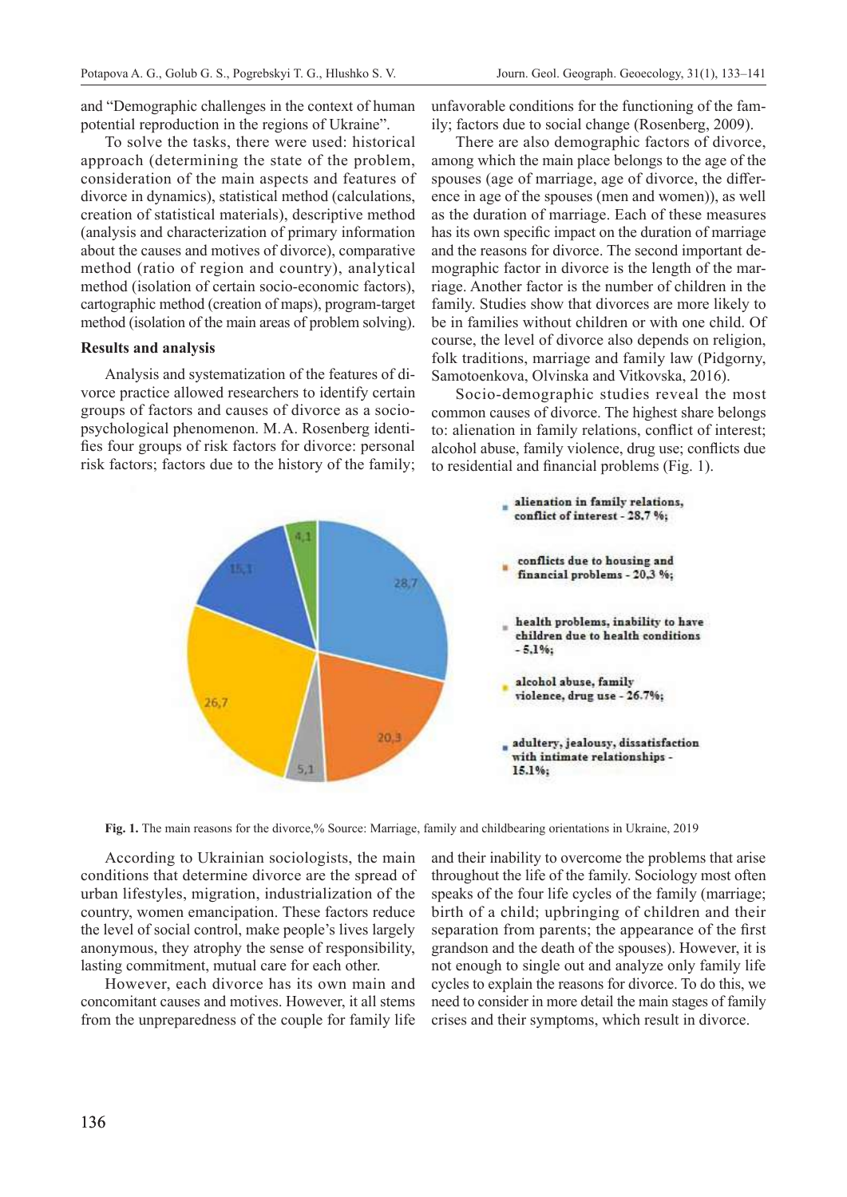and "Demographic challenges in the context of human potential reproduction in the regions of Ukraine".

To solve the tasks, there were used: historical approach (determining the state of the problem, consideration of the main aspects and features of divorce in dynamics), statistical method (calculations, creation of statistical materials), descriptive method (analysis and characterization of primary information about the causes and motives of divorce), comparative method (ratio of region and country), analytical method (isolation of certain socio-economic factors), cartographic method (creation of maps), program-target method (isolation of the main areas of problem solving).

**Results and analysis**

Analysis and systematization of the features of divorce practice allowed researchers to identify certain groups of factors and causes of divorce as a socio-psychological phenomenon. M.A. Rosenberg identifies four groups of risk factors for divorce: personal risk factors; factors due to the history of the family; unfavorable conditions for the functioning of the family; factors due to social change (Rosenberg, 2009).

There are also demographic factors of divorce, among which the main place belongs to the age of the spouses (age of marriage, age of divorce, the difference in age of the spouses (men and women)), as well as the duration of marriage. Each of these measures has its own specific impact on the duration of marriage and the reasons for divorce. The second important demographic factor in divorce is the length of the marriage. Another factor is the number of children in the family. Studies show that divorces are more likely to be in families without children or with one child. Of course, the level of divorce also depends on religion, folk traditions, marriage and family law (Pidgorny, Samotoenkova, Olvinska and Vitkovska, 2016).

Socio-demographic studies reveal the most common causes of divorce. The highest share belongs to: alienation in family relations, conflict of interest; alcohol abuse, family violence, drug use; conflicts due to residential and financial problems (Fig. 1).

- alienation in family relations, conflict of interest - 28.7 %;
- conflicts due to housing and financial problems - 20.3 %;
- health problems, inability to have children due to health conditions - 5.1%;
- alcohol abuse, family violence, drug use - 26.7%;
- adultery, jealousy, dissatisfaction with intimate relationships - 15.1%;

**Fig. 1.** The main reasons for the divorce,% Source: Marriage, family and childbearing orientations in Ukraine, 2019

According to Ukrainian sociologists, the main conditions that determine divorce are the spread of urban lifestyles, migration, industrialization of the country, women emancipation. These factors reduce the level of social control, make people's lives largely anonymous, they atrophy the sense of responsibility, lasting commitment, mutual care for each other.

However, each divorce has its own main and concomitant causes and motives. However, it all stems from the unpreparedness of the couple for family life and their inability to overcome the problems that arise throughout the life of the family. Sociology most often speaks of the four life cycles of the family (marriage; birth of a child; upbringing of children and their separation from parents; the appearance of the first grandson and the death of the spouses). However, it is not enough to single out and analyze only family life cycles to explain the reasons for divorce. To do this, we need to consider in more detail the main stages of family crises and their symptoms, which result in divorce.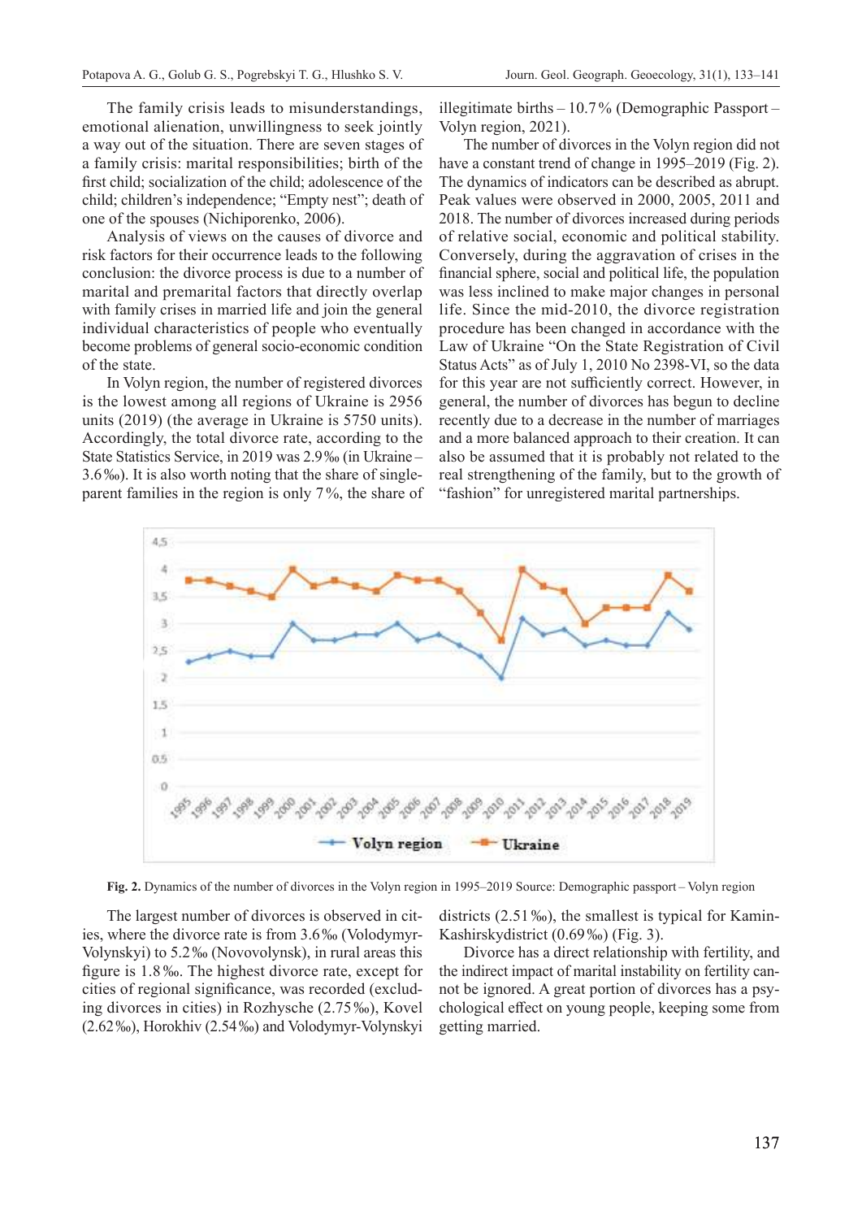The family crisis leads to misunderstandings, emotional alienation, unwillingness to seek jointly a way out of the situation. There are seven stages of a family crisis: marital responsibilities; birth of the first child; socialization of the child; adolescence of the child; children's independence; "Empty nest"; death of one of the spouses (Nichiporenko, 2006).

Analysis of views on the causes of divorce and risk factors for their occurrence leads to the following conclusion: the divorce process is due to a number of marital and premarital factors that directly overlap with family crises in married life and join the general individual characteristics of people who eventually become problems of general socio-economic condition of the state.

In Volyn region, the number of registered divorces is the lowest among all regions of Ukraine is 2956 units (2019) (the average in Ukraine is 5750 units). Accordingly, the total divorce rate, according to the State Statistics Service, in 2019 was 2.9‰ (in Ukraine – 3.6‰). It is also worth noting that the share of single-parent families in the region is only 7%, the share of illegitimate births – 10.7% (Demographic Passport – Volyn region, 2021).

The number of divorces in the Volyn region did not have a constant trend of change in 1995–2019 (Fig. 2). The dynamics of indicators can be described as abrupt. Peak values were observed in 2000, 2005, 2011 and 2018. The number of divorces increased during periods of relative social, economic and political stability. Conversely, during the aggravation of crises in the financial sphere, social and political life, the population was less inclined to make major changes in personal life. Since the mid-2010, the divorce registration procedure has been changed in accordance with the Law of Ukraine "On the State Registration of Civil Status Acts" as of July 1, 2010 No 2398-VI, so the data for this year are not sufficiently correct. However, in general, the number of divorces has begun to decline recently due to a decrease in the number of marriages and a more balanced approach to their creation. It can also be assumed that it is probably not related to the real strengthening of the family, but to the growth of "fashion" for unregistered marital partnerships.

**Fig. 2.** Dynamics of the number of divorces in the Volyn region in 1995–2019 Source: Demographic passport – Volyn region

The largest number of divorces is observed in cities, where the divorce rate is from 3.6‰ (Volodymyr-Volynskyi) to 5.2‰ (Novovolynsk), in rural areas this figure is 1.8‰. The highest divorce rate, except for cities of regional significance, was recorded (excluding divorces in cities) in Rozhysche (2.75‰), Kovel (2.62‰), Horokhiv (2.54‰) and Volodymyr-Volynskyi districts (2.51‰), the smallest is typical for Kamin-Kashirskydistrict (0.69‰) (Fig. 3).

Divorce has a direct relationship with fertility, and the indirect impact of marital instability on fertility cannot be ignored. A great portion of divorces has a psychological effect on young people, keeping some from getting married.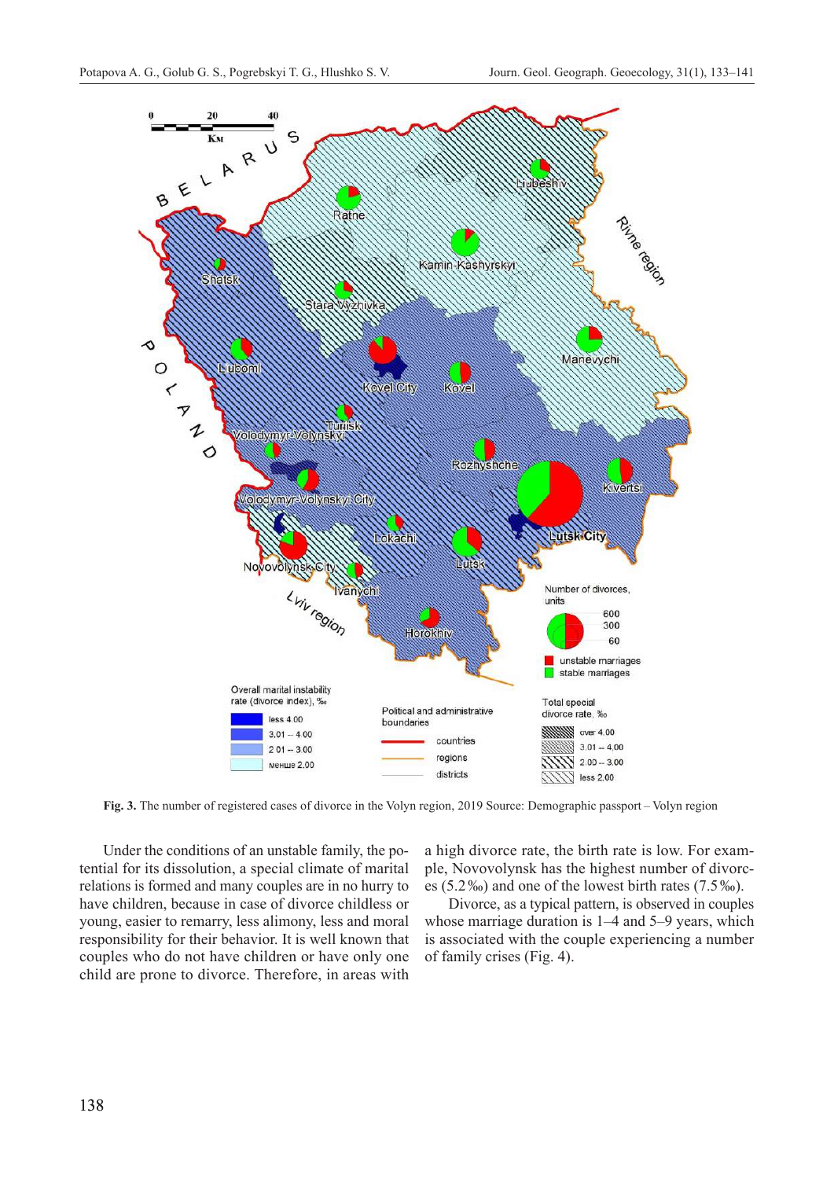**Fig. 3.** The number of registered cases of divorce in the Volyn region, 2019 Source: Demographic passport – Volyn region

Under the conditions of an unstable family, the potential for its dissolution, a special climate of marital relations is formed and many couples are in no hurry to have children, because in case of divorce childless or young, easier to remarry, less alimony, less and moral responsibility for their behavior. It is well known that couples who do not have children or have only one child are prone to divorce. Therefore, in areas with a high divorce rate, the birth rate is low. For example, Novovolynsk has the highest number of divorces (5.2‰) and one of the lowest birth rates (7.5‰).

Divorce, as a typical pattern, is observed in couples whose marriage duration is 1–4 and 5–9 years, which is associated with the couple experiencing a number of family crises (Fig. 4).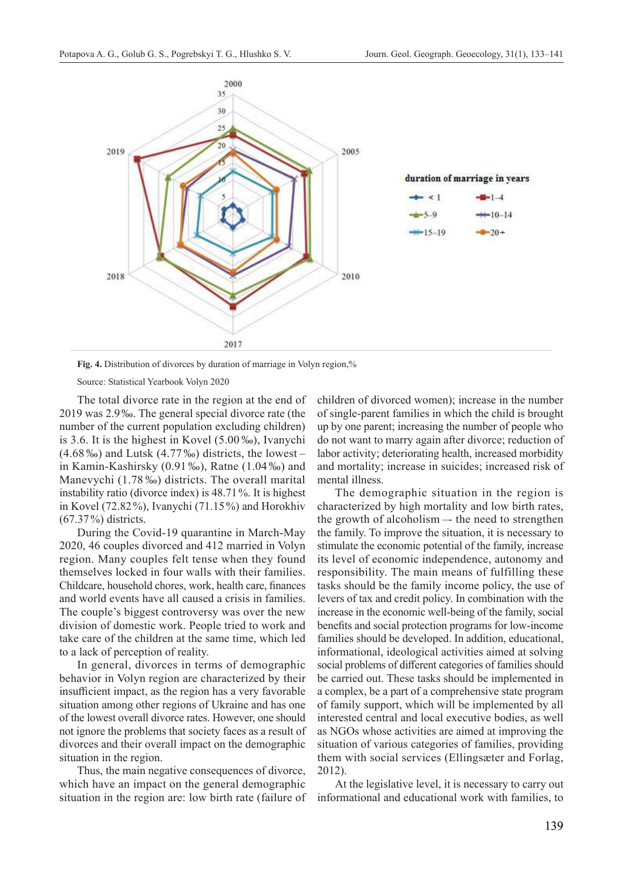**Fig. 4.** Distribution of divorces by duration of marriage in Volyn region,%

Source: Statistical Yearbook Volyn 2020

The total divorce rate in the region at the end of 2019 was 2.9‰. The general special divorce rate (the number of the current population excluding children) is 3.6. It is the highest in Kovel (5.00‰), Ivanychi (4.68‰) and Lutsk (4.77‰) districts, the lowest – in Kamin-Kashirsky (0.91‰), Ratne (1.04‰) and Manevychi (1.78‰) districts. The overall marital instability ratio (divorce index) is 48.71%. It is highest in Kovel (72.82%), Ivanychi (71.15%) and Horokhiv (67.37%) districts.

During the Covid-19 quarantine in March-May 2020, 46 couples divorced and 412 married in Volyn region. Many couples felt tense when they found themselves locked in four walls with their families. Childcare, household chores, work, health care, finances and world events have all caused a crisis in families. The couple's biggest controversy was over the new division of domestic work. People tried to work and take care of the children at the same time, which led to a lack of perception of reality.

In general, divorces in terms of demographic behavior in Volyn region are characterized by their insufficient impact, as the region has a very favorable situation among other regions of Ukraine and has one of the lowest overall divorce rates. However, one should not ignore the problems that society faces as a result of divorces and their overall impact on the demographic situation in the region.

Thus, the main negative consequences of divorce, which have an impact on the general demographic situation in the region are: low birth rate (failure of children of divorced women); increase in the number of single-parent families in which the child is brought up by one parent; increasing the number of people who do not want to marry again after divorce; reduction of labor activity; deteriorating health, increased morbidity and mortality; increase in suicides; increased risk of mental illness.

The demographic situation in the region is characterized by high mortality and low birth rates, the growth of alcoholism –- the need to strengthen the family. To improve the situation, it is necessary to stimulate the economic potential of the family, increase its level of economic independence, autonomy and responsibility. The main means of fulfilling these tasks should be the family income policy, the use of levers of tax and credit policy. In combination with the increase in the economic well-being of the family, social benefits and social protection programs for low-income families should be developed. In addition, educational, informational, ideological activities aimed at solving social problems of different categories of families should be carried out. These tasks should be implemented in a complex, be a part of a comprehensive state program of family support, which will be implemented by all interested central and local executive bodies, as well as NGOs whose activities are aimed at improving the situation of various categories of families, providing them with social services (Ellingsæter and Forlag, 2012).

At the legislative level, it is necessary to carry out informational and educational work with families, to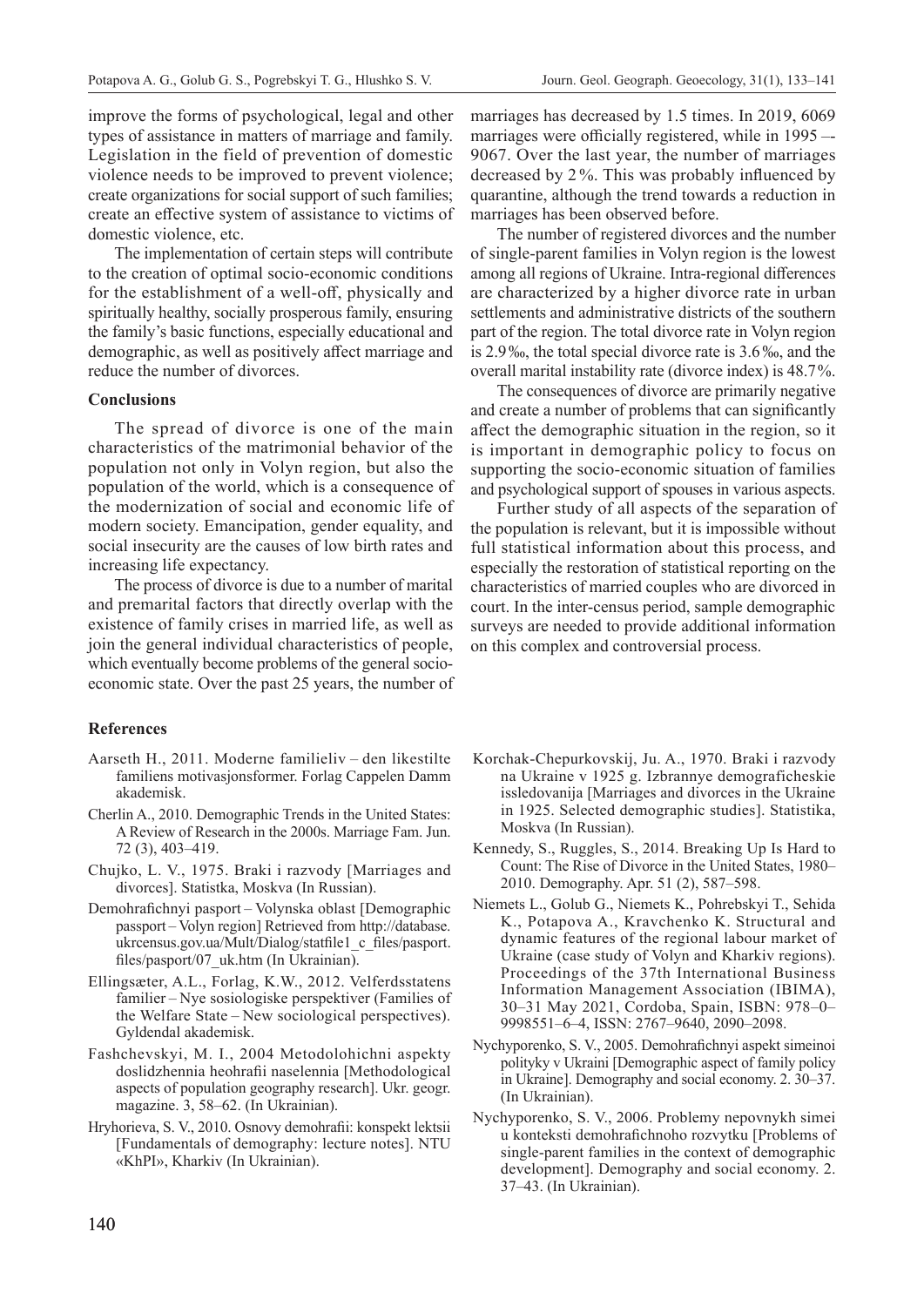improve the forms of psychological, legal and other types of assistance in matters of marriage and family. Legislation in the field of prevention of domestic violence needs to be improved to prevent violence; create organizations for social support of such families; create an effective system of assistance to victims of domestic violence, etc.

The implementation of certain steps will contribute to the creation of optimal socio-economic conditions for the establishment of a well-off, physically and spiritually healthy, socially prosperous family, ensuring the family's basic functions, especially educational and demographic, as well as positively affect marriage and reduce the number of divorces.

## Conclusions

The spread of divorce is one of the main characteristics of the matrimonial behavior of the population not only in Volyn region, but also the population of the world, which is a consequence of the modernization of social and economic life of modern society. Emancipation, gender equality, and social insecurity are the causes of low birth rates and increasing life expectancy.

The process of divorce is due to a number of marital and premarital factors that directly overlap with the existence of family crises in married life, as well as join the general individual characteristics of people, which eventually become problems of the general socio-economic state. Over the past 25 years, the number of marriages has decreased by 1.5 times. In 2019, 6069 marriages were officially registered, while in 1995 –- 9067. Over the last year, the number of marriages decreased by 2%. This was probably influenced by quarantine, although the trend towards a reduction in marriages has been observed before.

The number of registered divorces and the number of single-parent families in Volyn region is the lowest among all regions of Ukraine. Intra-regional differences are characterized by a higher divorce rate in urban settlements and administrative districts of the southern part of the region. The total divorce rate in Volyn region is 2.9‰, the total special divorce rate is 3.6‰, and the overall marital instability rate (divorce index) is 48.7%.

The consequences of divorce are primarily negative and create a number of problems that can significantly affect the demographic situation in the region, so it is important in demographic policy to focus on supporting the socio-economic situation of families and psychological support of spouses in various aspects.

Further study of all aspects of the separation of the population is relevant, but it is impossible without full statistical information about this process, and especially the restoration of statistical reporting on the characteristics of married couples who are divorced in court. In the inter-census period, sample demographic surveys are needed to provide additional information on this complex and controversial process.

## References

Aarseth H., 2011. Moderne familieliv – den likestilte familiens motivasjonsformer. Forlag Cappelen Damm akademisk.

Cherlin A., 2010. Demographic Trends in the United States: A Review of Research in the 2000s. Marriage Fam. Jun. 72 (3), 403–419.

Chujko, L. V., 1975. Braki i razvody [Marriages and divorces]. Statistka, Moskva (In Russian).

Demohrafichnyi pasport – Volynska oblast [Demographic passport – Volyn region] Retrieved from http://database.ukrcensus.gov.ua/Mult/Dialog/statfile1_c_files/pasport.files/pasport/07_uk.htm (In Ukrainian).

Ellingsæter, A.L., Forlag, K.W., 2012. Velferdsstatens familier – Nye sosiologiske perspektiver (Families of the Welfare State – New sociological perspectives). Gyldendal akademisk.

Fashchevskyi, M. I., 2004 Metodolohichni aspekty doslidzhennia heohrafii naselennia [Methodological aspects of population geography research]. Ukr. geogr. magazine. 3, 58–62. (In Ukrainian).

Hryhorieva, S. V., 2010. Osnovy demohrafii: konspekt lektsii [Fundamentals of demography: lecture notes]. NTU «KhPI», Kharkiv (In Ukrainian).

Korchak-Chepurkovskij, Ju. A., 1970. Braki i razvody na Ukraine v 1925 g. Izbrannye demograficheskie issledovanija [Marriages and divorces in the Ukraine in 1925. Selected demographic studies]. Statistika, Moskva (In Russian).

Kennedy, S., Ruggles, S., 2014. Breaking Up Is Hard to Count: The Rise of Divorce in the United States, 1980–2010. Demography. Apr. 51 (2), 587–598.

Niemets L., Golub G., Niemets K., Pohrebskyi T., Sehida K., Potapova A., Kravchenko K. Structural and dynamic features of the regional labour market of Ukraine (case study of Volyn and Kharkiv regions). Proceedings of the 37th International Business Information Management Association (IBIMA), 30–31 May 2021, Cordoba, Spain, ISBN: 978–0–9998551–6–4, ISSN: 2767–9640, 2090–2098.

Nychyporenko, S. V., 2005. Demohrafichnyi aspekt simeinoi polityky v Ukraini [Demographic aspect of family policy in Ukraine]. Demography and social economy. 2. 30–37. (In Ukrainian).

Nychyporenko, S. V., 2006. Problemy nepovnykh simei u konteksti demohrafichnoho rozvytku [Problems of single-parent families in the context of demographic development]. Demography and social economy. 2. 37–43. (In Ukrainian).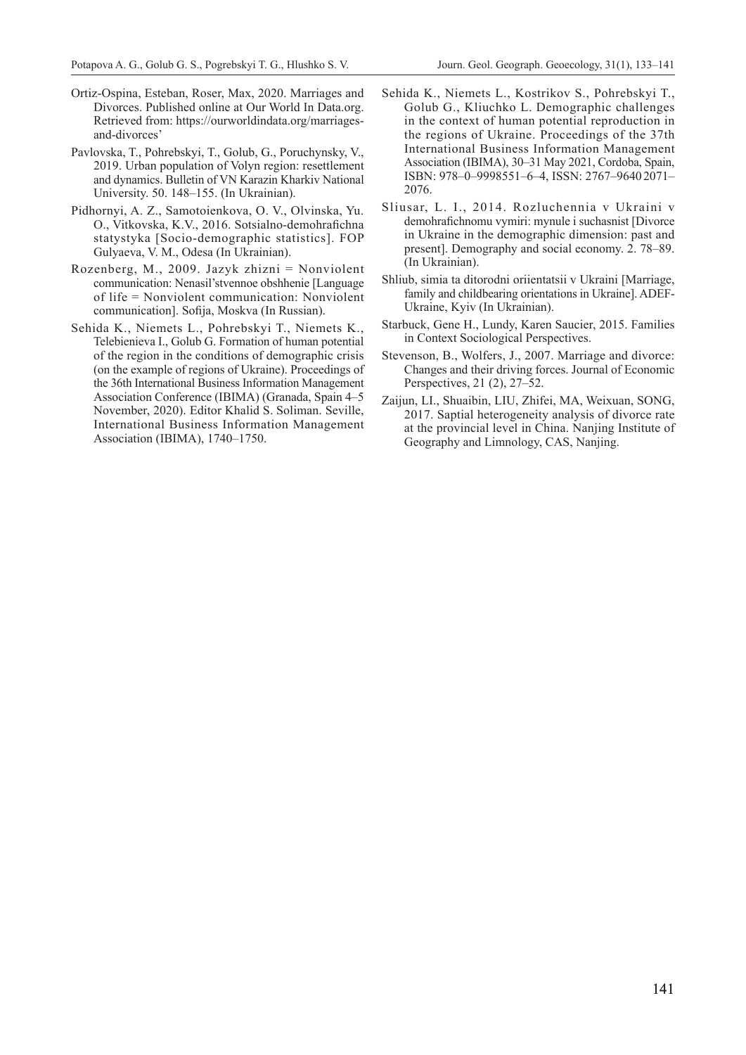Ortiz-Ospina, Esteban, Roser, Max, 2020. Marriages and Divorces. Published online at Our World In Data.org. Retrieved from: https://ourworldindata.org/marriages-and-divorces'

Pavlovska, T., Pohrebskyi, T., Golub, G., Poruchynsky, V., 2019. Urban population of Volyn region: resettlement and dynamics. Bulletin of VN Karazin Kharkiv National University. 50. 148–155. (In Ukrainian).

Pidhornyi, A. Z., Samotoienkova, O. V., Olvinska, Yu. O., Vitkovska, K.V., 2016. Sotsialno-demohrafichna statystyka [Socio-demographic statistics]. FOP Gulyaeva, V. M., Odesa (In Ukrainian).

Rozenberg, M., 2009. Jazyk zhizni = Nonviolent communication: Nenasil'stvennoe obshhenie [Language of life = Nonviolent communication: Nonviolent communication]. Sofija, Moskva (In Russian).

Sehida K., Niemets L., Pohrebskyi T., Niemets K., Telebienieva I., Golub G. Formation of human potential of the region in the conditions of demographic crisis (on the example of regions of Ukraine). Proceedings of the 36th International Business Information Management Association Conference (IBIMA) (Granada, Spain 4–5 November, 2020). Editor Khalid S. Soliman. Seville, International Business Information Management Association (IBIMA), 1740–1750.

Sehida K., Niemets L., Kostrikov S., Pohrebskyi T., Golub G., Kliuchko L. Demographic challenges in the context of human potential reproduction in the regions of Ukraine. Proceedings of the 37th International Business Information Management Association (IBIMA), 30–31 May 2021, Cordoba, Spain, ISBN: 978–0–9998551–6–4, ISSN: 2767–9640 2071–2076.

Sliusar, L. I., 2014. Rozluchennia v Ukraini v demohrafichnomu vymiri: mynule i suchasnist [Divorce in Ukraine in the demographic dimension: past and present]. Demography and social economy. 2. 78–89. (In Ukrainian).

Shliub, simia ta ditorodni oriientatsii v Ukraini [Marriage, family and childbearing orientations in Ukraine]. ADEF-Ukraine, Kyiv (In Ukrainian).

Starbuck, Gene H., Lundy, Karen Saucier, 2015. Families in Context Sociological Perspectives.

Stevenson, B., Wolfers, J., 2007. Marriage and divorce: Changes and their driving forces. Journal of Economic Perspectives, 21 (2), 27–52.

Zaijun, LI., Shuaibin, LIU, Zhifei, MA, Weixuan, SONG, 2017. Saptial heterogeneity analysis of divorce rate at the provincial level in China. Nanjing Institute of Geography and Limnology, CAS, Nanjing.